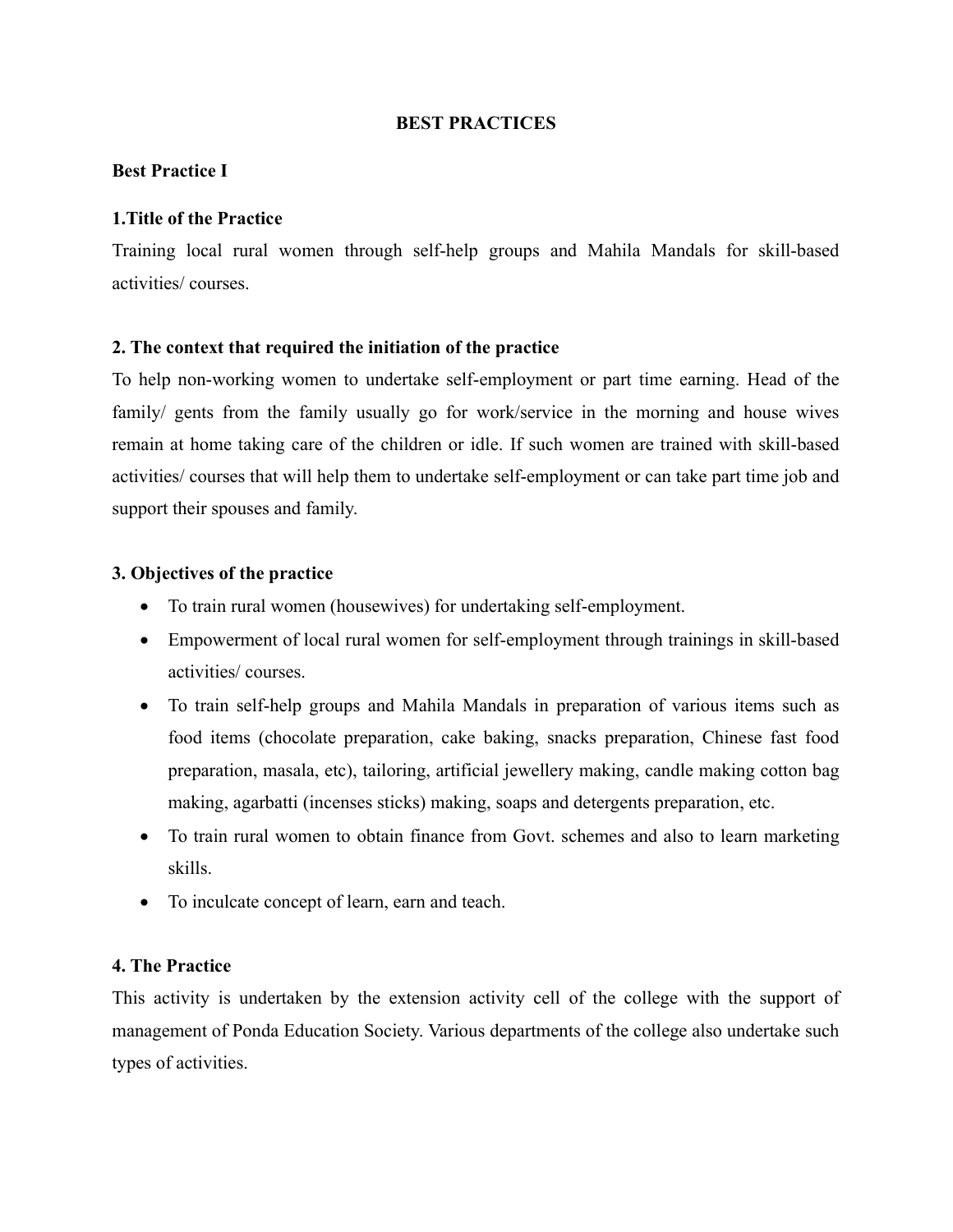# BEST PRACTICES

## Best Practice I

### 1.Title of the Practice

Training local rural women through self-help groups and Mahila Mandals for skill-based activities/ courses.

### 2. The context that required the initiation of the practice

To help non-working women to undertake self-employment or part time earning. Head of the family/ gents from the family usually go for work/service in the morning and house wives remain at home taking care of the children or idle. If such women are trained with skill-based activities/ courses that will help them to undertake self-employment or can take part time job and support their spouses and family.

### 3. Objectives of the practice

- To train rural women (housewives) for undertaking self-employment.
- Empowerment of local rural women for self-employment through trainings in skill-based activities/ courses.
- To train self-help groups and Mahila Mandals in preparation of various items such as food items (chocolate preparation, cake baking, snacks preparation, Chinese fast food preparation, masala, etc), tailoring, artificial jewellery making, candle making cotton bag making, agarbatti (incenses sticks) making, soaps and detergents preparation, etc.
- To train rural women to obtain finance from Govt. schemes and also to learn marketing skills.
- To inculcate concept of learn, earn and teach.

### 4. The Practice

This activity is undertaken by the extension activity cell of the college with the support of management of Ponda Education Society. Various departments of the college also undertake such types of activities.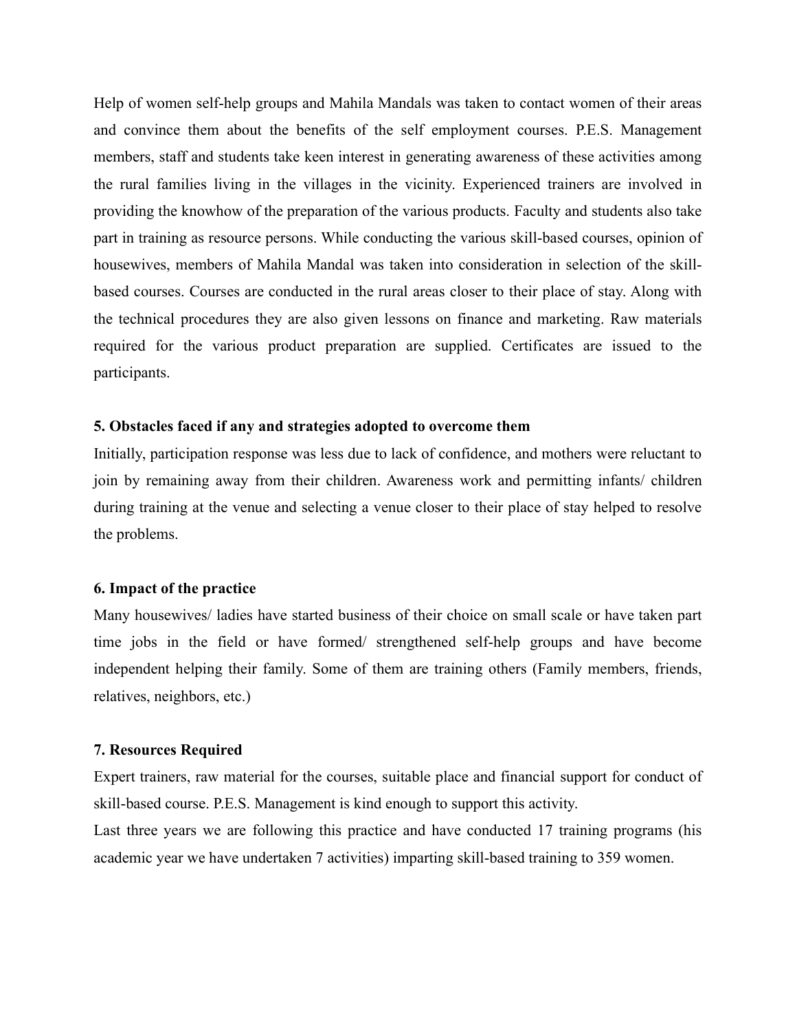Help of women self-help groups and Mahila Mandals was taken to contact women of their areas and convince them about the benefits of the self employment courses. P.E.S. Management members, staff and students take keen interest in generating awareness of these activities among the rural families living in the villages in the vicinity. Experienced trainers are involved in providing the knowhow of the preparation of the various products. Faculty and students also take part in training as resource persons. While conducting the various skill-based courses, opinion of housewives, members of Mahila Mandal was taken into consideration in selection of the skill-based courses. Courses are conducted in the rural areas closer to their place of stay. Along with the technical procedures they are also given lessons on finance and marketing. Raw materials required for the various product preparation are supplied. Certificates are issued to the participants.

**5. Obstacles faced if any and strategies adopted to overcome them**

Initially, participation response was less due to lack of confidence, and mothers were reluctant to join by remaining away from their children. Awareness work and permitting infants/ children during training at the venue and selecting a venue closer to their place of stay helped to resolve the problems.

**6. Impact of the practice**

Many housewives/ ladies have started business of their choice on small scale or have taken part time jobs in the field or have formed/ strengthened self-help groups and have become independent helping their family. Some of them are training others (Family members, friends, relatives, neighbors, etc.)

**7. Resources Required**

Expert trainers, raw material for the courses, suitable place and financial support for conduct of skill-based course. P.E.S. Management is kind enough to support this activity.

Last three years we are following this practice and have conducted 17 training programs (his academic year we have undertaken 7 activities) imparting skill-based training to 359 women.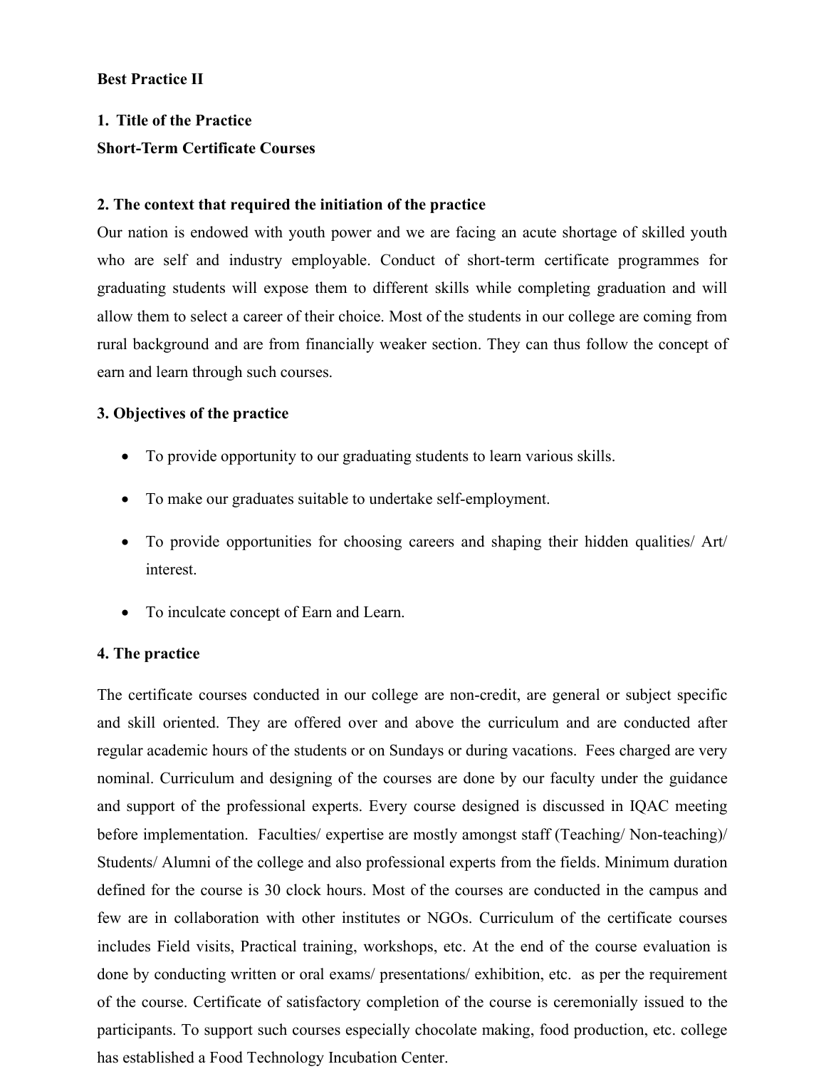**Best Practice II**

**1. Title of the Practice**
**Short-Term Certificate Courses**

**2. The context that required the initiation of the practice**

Our nation is endowed with youth power and we are facing an acute shortage of skilled youth who are self and industry employable. Conduct of short-term certificate programmes for graduating students will expose them to different skills while completing graduation and will allow them to select a career of their choice. Most of the students in our college are coming from rural background and are from financially weaker section. They can thus follow the concept of earn and learn through such courses.

**3. Objectives of the practice**

- To provide opportunity to our graduating students to learn various skills.
- To make our graduates suitable to undertake self-employment.
- To provide opportunities for choosing careers and shaping their hidden qualities/ Art/ interest.
- To inculcate concept of Earn and Learn.

**4. The practice**

The certificate courses conducted in our college are non-credit, are general or subject specific and skill oriented. They are offered over and above the curriculum and are conducted after regular academic hours of the students or on Sundays or during vacations. Fees charged are very nominal. Curriculum and designing of the courses are done by our faculty under the guidance and support of the professional experts. Every course designed is discussed in IQAC meeting before implementation. Faculties/ expertise are mostly amongst staff (Teaching/ Non-teaching)/ Students/ Alumni of the college and also professional experts from the fields. Minimum duration defined for the course is 30 clock hours. Most of the courses are conducted in the campus and few are in collaboration with other institutes or NGOs. Curriculum of the certificate courses includes Field visits, Practical training, workshops, etc. At the end of the course evaluation is done by conducting written or oral exams/ presentations/ exhibition, etc. as per the requirement of the course. Certificate of satisfactory completion of the course is ceremonially issued to the participants. To support such courses especially chocolate making, food production, etc. college has established a Food Technology Incubation Center.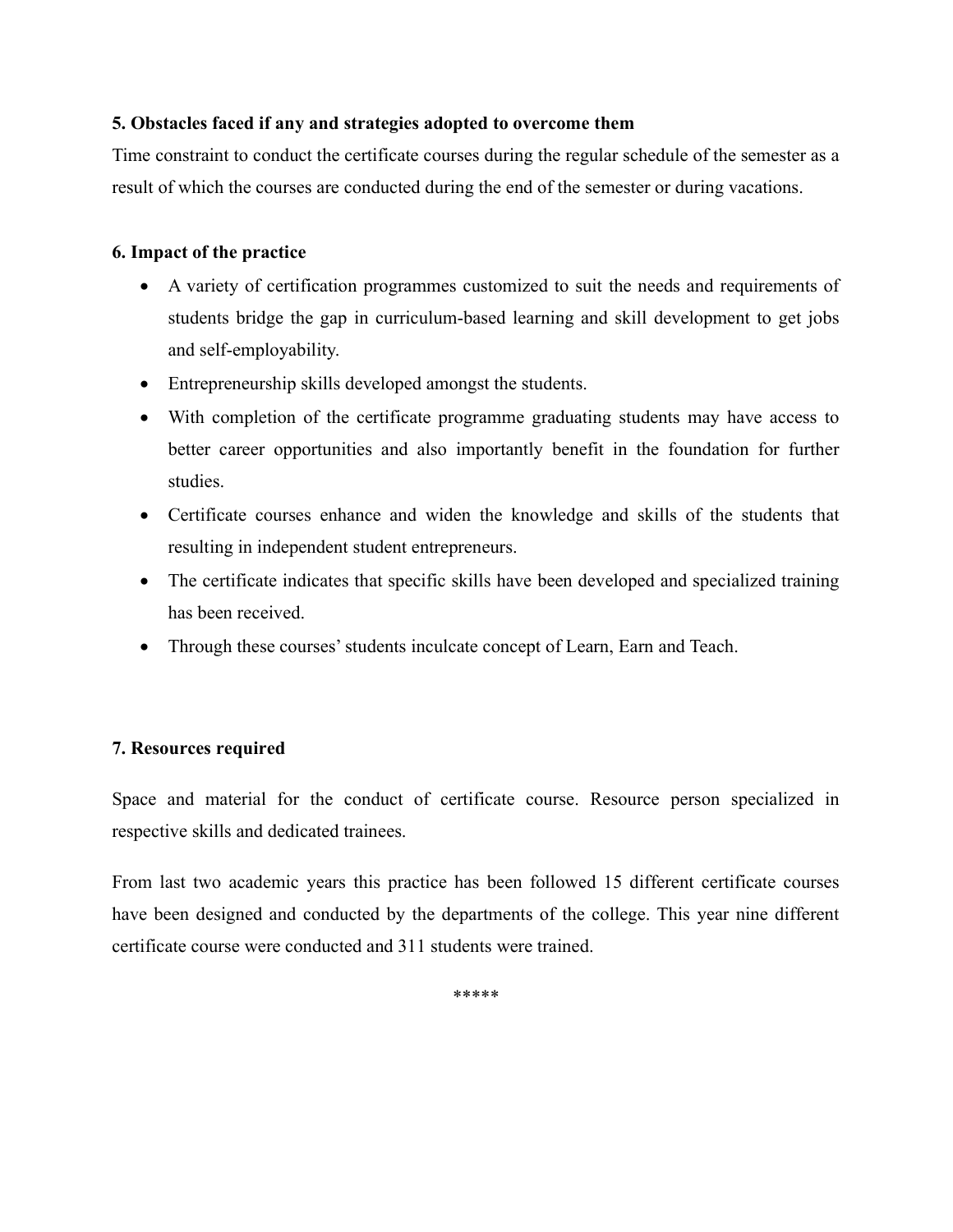**5. Obstacles faced if any and strategies adopted to overcome them**

Time constraint to conduct the certificate courses during the regular schedule of the semester as a result of which the courses are conducted during the end of the semester or during vacations.

**6. Impact of the practice**

- A variety of certification programmes customized to suit the needs and requirements of students bridge the gap in curriculum-based learning and skill development to get jobs and self-employability.
- Entrepreneurship skills developed amongst the students.
- With completion of the certificate programme graduating students may have access to better career opportunities and also importantly benefit in the foundation for further studies.
- Certificate courses enhance and widen the knowledge and skills of the students that resulting in independent student entrepreneurs.
- The certificate indicates that specific skills have been developed and specialized training has been received.
- Through these courses' students inculcate concept of Learn, Earn and Teach.

**7. Resources required**

Space and material for the conduct of certificate course. Resource person specialized in respective skills and dedicated trainees.

From last two academic years this practice has been followed 15 different certificate courses have been designed and conducted by the departments of the college. This year nine different certificate course were conducted and 311 students were trained.

*****